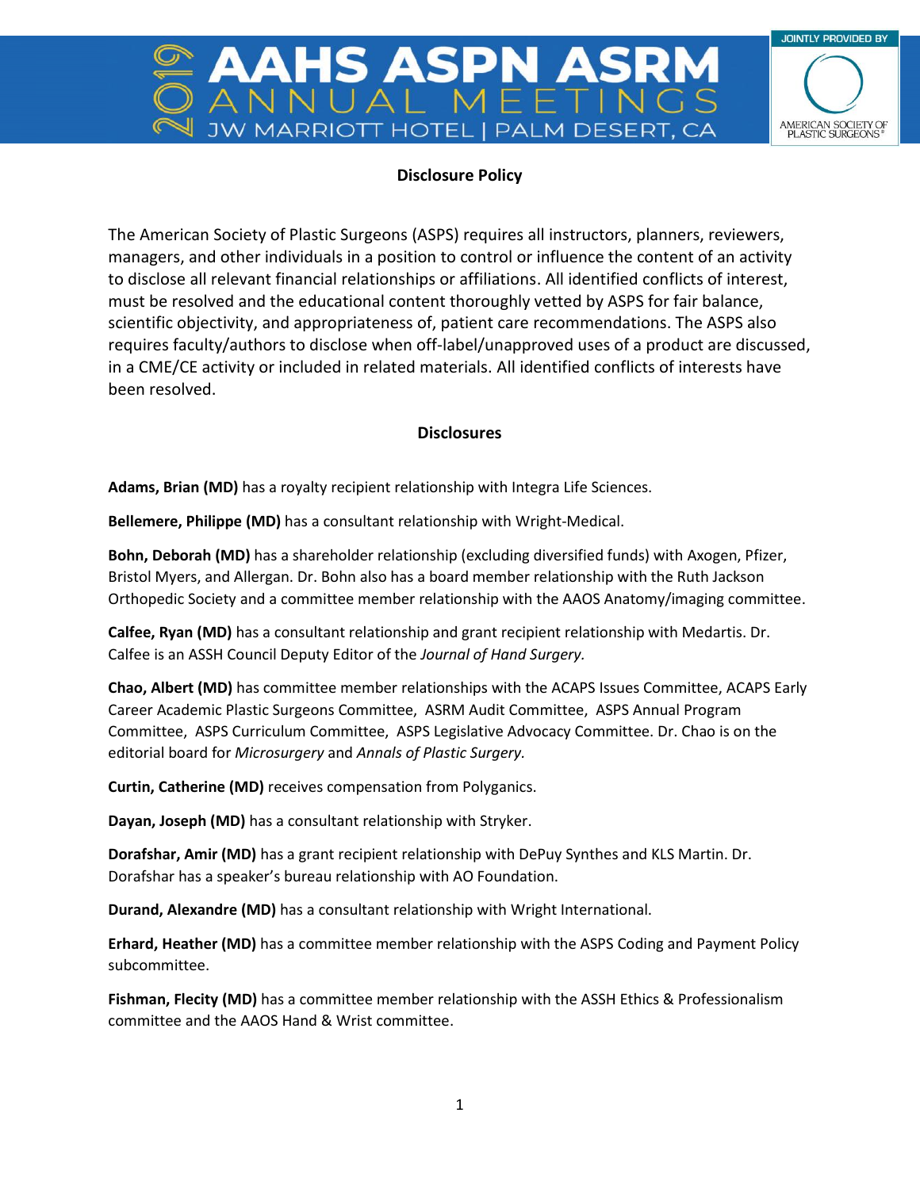# Disclosure Policy

The American Society of Plastic Surgeons (ASPS) requires all instructors, planners, reviewers, managers, and other individuals in a position to control or influence the content of an activity to disclose all relevant financial relationships or affiliations. All identified conflicts of interest, must be resolved and the educational content thoroughly vetted by ASPS for fair balance, scientific objectivity, and appropriateness of, patient care recommendations. The ASPS also requires faculty/authors to disclose when off-label/unapproved uses of a product are discussed, in a CME/CE activity or included in related materials. All identified conflicts of interests have been resolved.

## Disclosures

**Adams, Brian (MD)** has a royalty recipient relationship with Integra Life Sciences.

**Bellemere, Philippe (MD)** has a consultant relationship with Wright-Medical.

**Bohn, Deborah (MD)** has a shareholder relationship (excluding diversified funds) with Axogen, Pfizer, Bristol Myers, and Allergan. Dr. Bohn also has a board member relationship with the Ruth Jackson Orthopedic Society and a committee member relationship with the AAOS Anatomy/imaging committee.

**Calfee, Ryan (MD)** has a consultant relationship and grant recipient relationship with Medartis. Dr. Calfee is an ASSH Council Deputy Editor of the *Journal of Hand Surgery.*

**Chao, Albert (MD)** has committee member relationships with the ACAPS Issues Committee, ACAPS Early Career Academic Plastic Surgeons Committee, ASRM Audit Committee, ASPS Annual Program Committee, ASPS Curriculum Committee, ASPS Legislative Advocacy Committee. Dr. Chao is on the editorial board for *Microsurgery* and *Annals of Plastic Surgery.*

**Curtin, Catherine (MD)** receives compensation from Polyganics.

**Dayan, Joseph (MD)** has a consultant relationship with Stryker.

**Dorafshar, Amir (MD)** has a grant recipient relationship with DePuy Synthes and KLS Martin. Dr. Dorafshar has a speaker's bureau relationship with AO Foundation.

**Durand, Alexandre (MD)** has a consultant relationship with Wright International.

**Erhard, Heather (MD)** has a committee member relationship with the ASPS Coding and Payment Policy subcommittee.

**Fishman, Flecity (MD)** has a committee member relationship with the ASSH Ethics & Professionalism committee and the AAOS Hand & Wrist committee.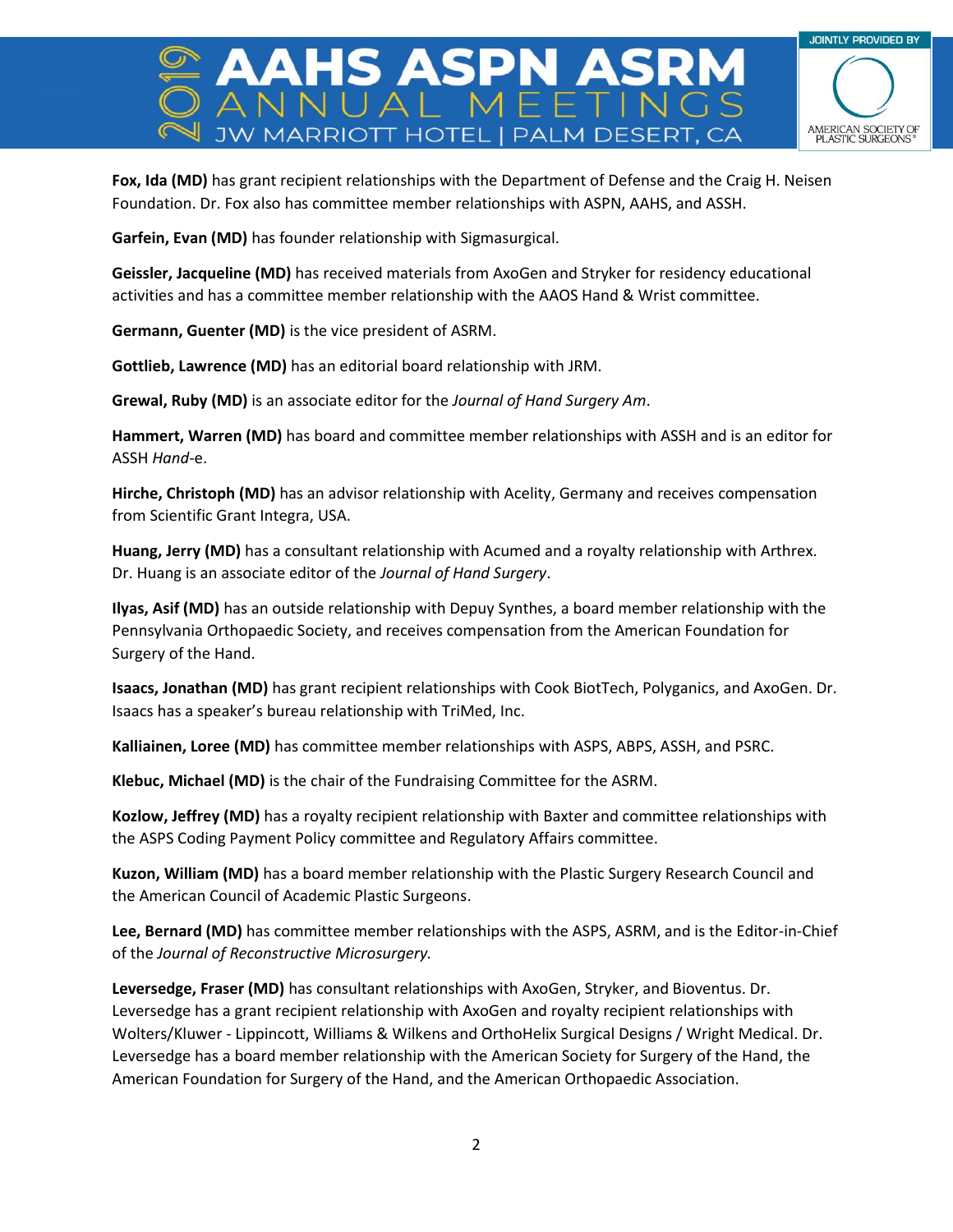**Fox, Ida (MD)** has grant recipient relationships with the Department of Defense and the Craig H. Neisen Foundation. Dr. Fox also has committee member relationships with ASPN, AAHS, and ASSH.

**Garfein, Evan (MD)** has founder relationship with Sigmasurgical.

**Geissler, Jacqueline (MD)** has received materials from AxoGen and Stryker for residency educational activities and has a committee member relationship with the AAOS Hand & Wrist committee.

**Germann, Guenter (MD)** is the vice president of ASRM.

**Gottlieb, Lawrence (MD)** has an editorial board relationship with JRM.

**Grewal, Ruby (MD)** is an associate editor for the *Journal of Hand Surgery Am*.

**Hammert, Warren (MD)** has board and committee member relationships with ASSH and is an editor for ASSH *Hand*-e.

**Hirche, Christoph (MD)** has an advisor relationship with Acelity, Germany and receives compensation from Scientific Grant Integra, USA.

**Huang, Jerry (MD)** has a consultant relationship with Acumed and a royalty relationship with Arthrex. Dr. Huang is an associate editor of the *Journal of Hand Surgery*.

**Ilyas, Asif (MD)** has an outside relationship with Depuy Synthes, a board member relationship with the Pennsylvania Orthopaedic Society, and receives compensation from the American Foundation for Surgery of the Hand.

**Isaacs, Jonathan (MD)** has grant recipient relationships with Cook BiotTech, Polyganics, and AxoGen. Dr. Isaacs has a speaker's bureau relationship with TriMed, Inc.

**Kalliainen, Loree (MD)** has committee member relationships with ASPS, ABPS, ASSH, and PSRC.

**Klebuc, Michael (MD)** is the chair of the Fundraising Committee for the ASRM.

**Kozlow, Jeffrey (MD)** has a royalty recipient relationship with Baxter and committee relationships with the ASPS Coding Payment Policy committee and Regulatory Affairs committee.

**Kuzon, William (MD)** has a board member relationship with the Plastic Surgery Research Council and the American Council of Academic Plastic Surgeons.

**Lee, Bernard (MD)** has committee member relationships with the ASPS, ASRM, and is the Editor-in-Chief of the *Journal of Reconstructive Microsurgery.*

**Leversedge, Fraser (MD)** has consultant relationships with AxoGen, Stryker, and Bioventus. Dr. Leversedge has a grant recipient relationship with AxoGen and royalty recipient relationships with Wolters/Kluwer - Lippincott, Williams & Wilkens and OrthoHelix Surgical Designs / Wright Medical. Dr. Leversedge has a board member relationship with the American Society for Surgery of the Hand, the American Foundation for Surgery of the Hand, and the American Orthopaedic Association.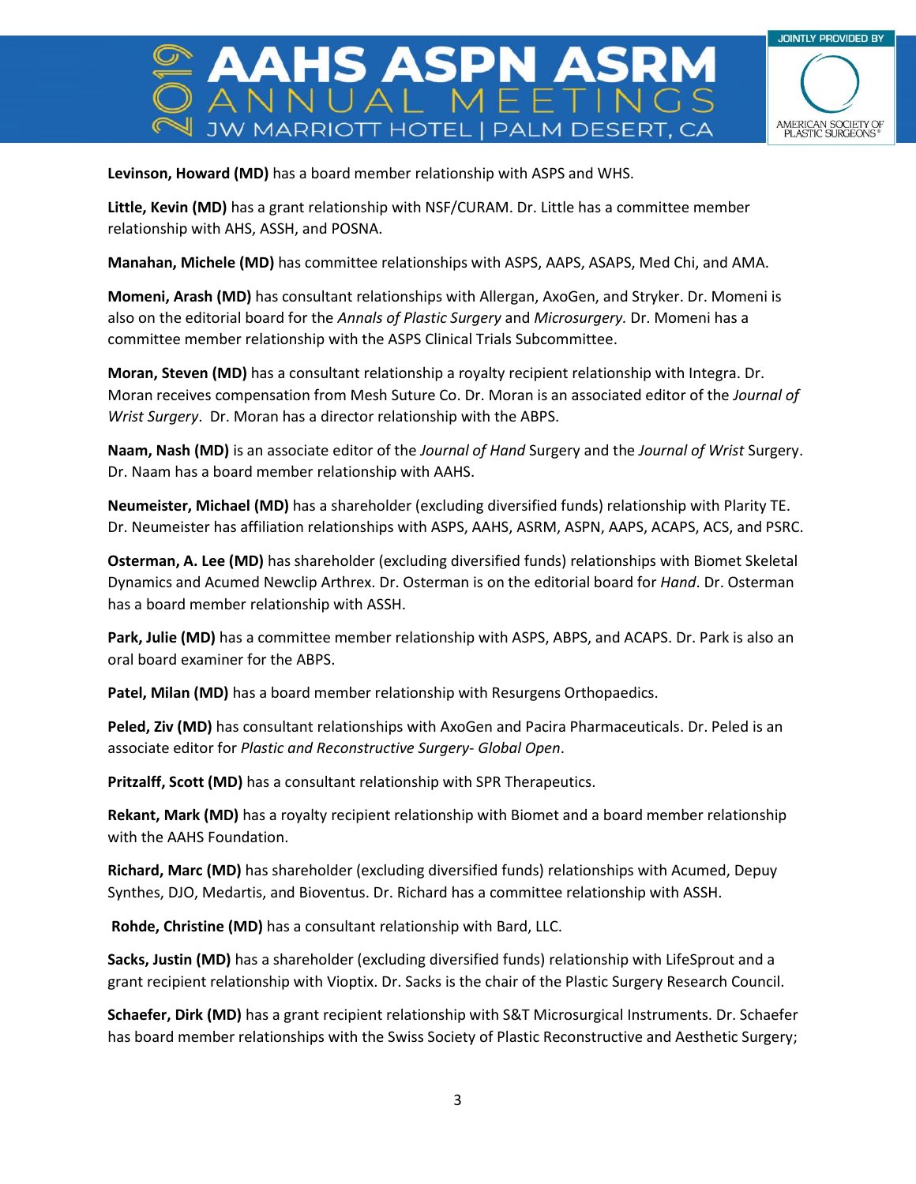**Levinson, Howard (MD)** has a board member relationship with ASPS and WHS.

**Little, Kevin (MD)** has a grant relationship with NSF/CURAM. Dr. Little has a committee member relationship with AHS, ASSH, and POSNA.

**Manahan, Michele (MD)** has committee relationships with ASPS, AAPS, ASAPS, Med Chi, and AMA.

**Momeni, Arash (MD)** has consultant relationships with Allergan, AxoGen, and Stryker. Dr. Momeni is also on the editorial board for the *Annals of Plastic Surgery* and *Microsurgery.* Dr. Momeni has a committee member relationship with the ASPS Clinical Trials Subcommittee.

**Moran, Steven (MD)** has a consultant relationship a royalty recipient relationship with Integra. Dr. Moran receives compensation from Mesh Suture Co. Dr. Moran is an associated editor of the *Journal of Wrist Surgery*. Dr. Moran has a director relationship with the ABPS.

**Naam, Nash (MD)** is an associate editor of the *Journal of Hand* Surgery and the *Journal of Wrist* Surgery. Dr. Naam has a board member relationship with AAHS.

**Neumeister, Michael (MD)** has a shareholder (excluding diversified funds) relationship with Plarity TE. Dr. Neumeister has affiliation relationships with ASPS, AAHS, ASRM, ASPN, AAPS, ACAPS, ACS, and PSRC.

**Osterman, A. Lee (MD)** has shareholder (excluding diversified funds) relationships with Biomet Skeletal Dynamics and Acumed Newclip Arthrex. Dr. Osterman is on the editorial board for *Hand*. Dr. Osterman has a board member relationship with ASSH.

**Park, Julie (MD)** has a committee member relationship with ASPS, ABPS, and ACAPS. Dr. Park is also an oral board examiner for the ABPS.

**Patel, Milan (MD)** has a board member relationship with Resurgens Orthopaedics.

**Peled, Ziv (MD)** has consultant relationships with AxoGen and Pacira Pharmaceuticals. Dr. Peled is an associate editor for *Plastic and Reconstructive Surgery- Global Open*.

**Pritzalff, Scott (MD)** has a consultant relationship with SPR Therapeutics.

**Rekant, Mark (MD)** has a royalty recipient relationship with Biomet and a board member relationship with the AAHS Foundation.

**Richard, Marc (MD)** has shareholder (excluding diversified funds) relationships with Acumed, Depuy Synthes, DJO, Medartis, and Bioventus. Dr. Richard has a committee relationship with ASSH.

**Rohde, Christine (MD)** has a consultant relationship with Bard, LLC.

**Sacks, Justin (MD)** has a shareholder (excluding diversified funds) relationship with LifeSprout and a grant recipient relationship with Vioptix. Dr. Sacks is the chair of the Plastic Surgery Research Council.

**Schaefer, Dirk (MD)** has a grant recipient relationship with S&T Microsurgical Instruments. Dr. Schaefer has board member relationships with the Swiss Society of Plastic Reconstructive and Aesthetic Surgery;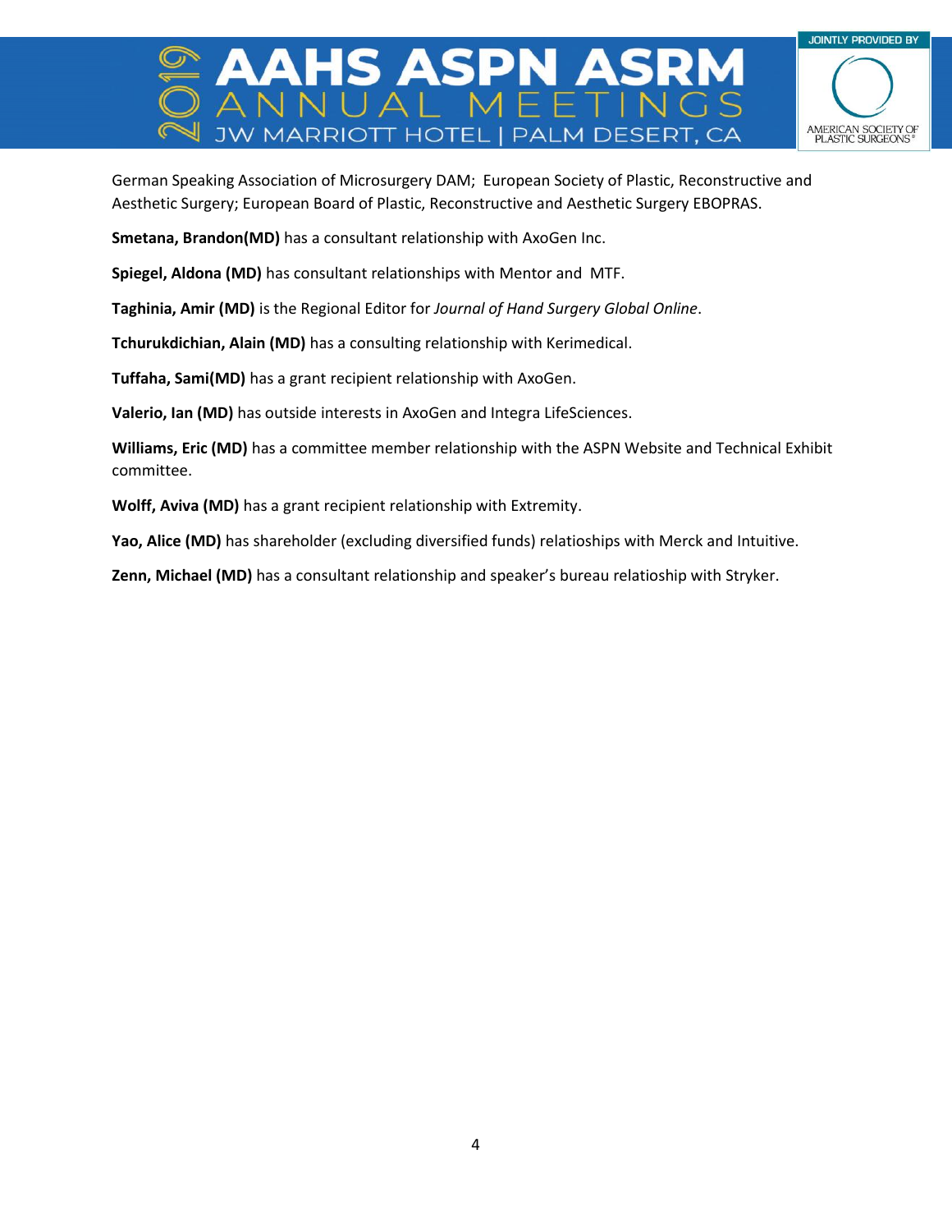German Speaking Association of Microsurgery DAM; European Society of Plastic, Reconstructive and Aesthetic Surgery; European Board of Plastic, Reconstructive and Aesthetic Surgery EBOPRAS.

**Smetana, Brandon(MD)** has a consultant relationship with AxoGen Inc.

**Spiegel, Aldona (MD)** has consultant relationships with Mentor and MTF.

**Taghinia, Amir (MD)** is the Regional Editor for *Journal of Hand Surgery Global Online*.

**Tchurukdichian, Alain (MD)** has a consulting relationship with Kerimedical.

**Tuffaha, Sami(MD)** has a grant recipient relationship with AxoGen.

**Valerio, Ian (MD)** has outside interests in AxoGen and Integra LifeSciences.

**Williams, Eric (MD)** has a committee member relationship with the ASPN Website and Technical Exhibit committee.

**Wolff, Aviva (MD)** has a grant recipient relationship with Extremity.

**Yao, Alice (MD)** has shareholder (excluding diversified funds) relatioships with Merck and Intuitive.

**Zenn, Michael (MD)** has a consultant relationship and speaker's bureau relatioship with Stryker.